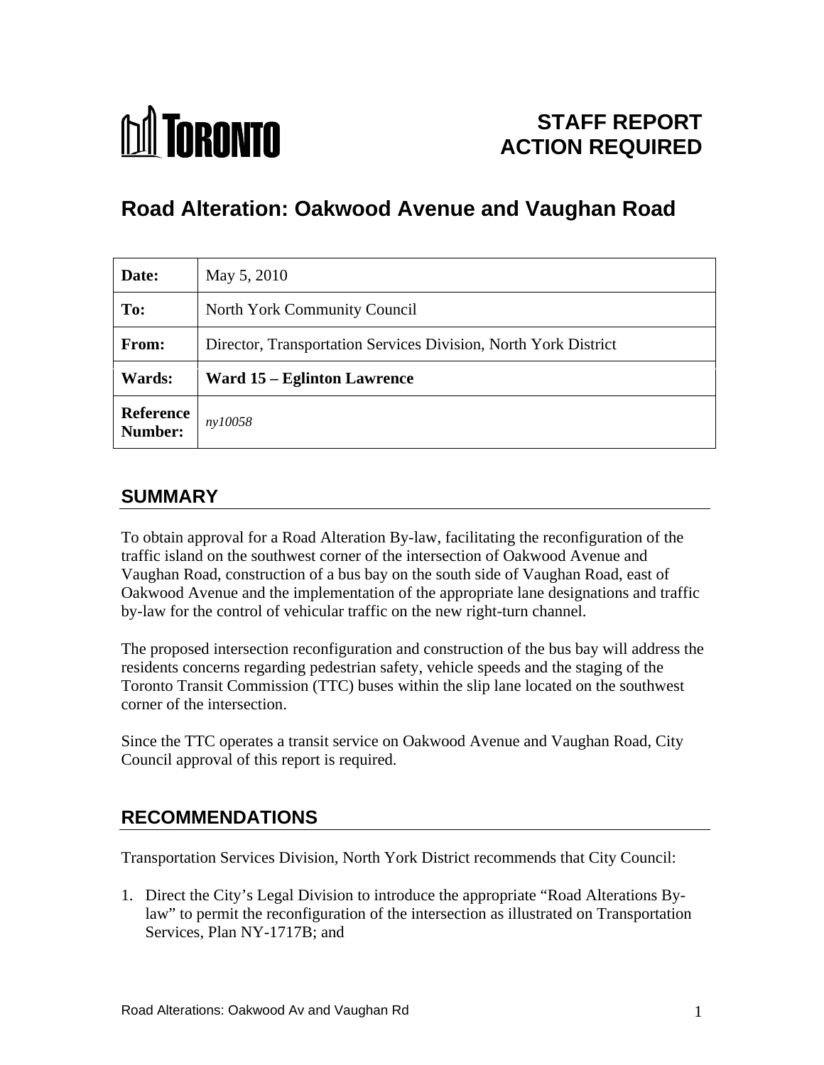TORONTO

# STAFF REPORT ACTION REQUIRED

## Road Alteration: Oakwood Avenue and Vaughan Road

| | |
|---|---|
| **Date:** | May 5, 2010 |
| **To:** | North York Community Council |
| **From:** | Director, Transportation Services Division, North York District |
| **Wards:** | **Ward 15 – Eglinton Lawrence** |
| **Reference Number:** | *ny10058* |

## SUMMARY

To obtain approval for a Road Alteration By-law, facilitating the reconfiguration of the traffic island on the southwest corner of the intersection of Oakwood Avenue and Vaughan Road, construction of a bus bay on the south side of Vaughan Road, east of Oakwood Avenue and the implementation of the appropriate lane designations and traffic by-law for the control of vehicular traffic on the new right-turn channel.

The proposed intersection reconfiguration and construction of the bus bay will address the residents concerns regarding pedestrian safety, vehicle speeds and the staging of the Toronto Transit Commission (TTC) buses within the slip lane located on the southwest corner of the intersection.

Since the TTC operates a transit service on Oakwood Avenue and Vaughan Road, City Council approval of this report is required.

## RECOMMENDATIONS

Transportation Services Division, North York District recommends that City Council:

1. Direct the City's Legal Division to introduce the appropriate "Road Alterations By-law" to permit the reconfiguration of the intersection as illustrated on Transportation Services, Plan NY-1717B; and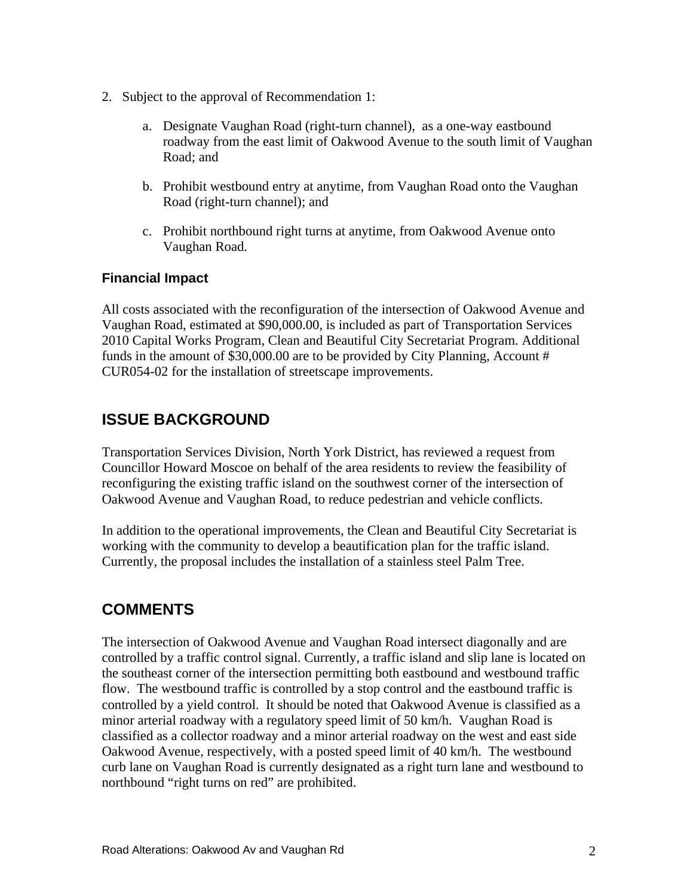2. Subject to the approval of Recommendation 1:

   a. Designate Vaughan Road (right-turn channel), as a one-way eastbound roadway from the east limit of Oakwood Avenue to the south limit of Vaughan Road; and

   b. Prohibit westbound entry at anytime, from Vaughan Road onto the Vaughan Road (right-turn channel); and

   c. Prohibit northbound right turns at anytime, from Oakwood Avenue onto Vaughan Road.

### Financial Impact

All costs associated with the reconfiguration of the intersection of Oakwood Avenue and Vaughan Road, estimated at $90,000.00, is included as part of Transportation Services 2010 Capital Works Program, Clean and Beautiful City Secretariat Program. Additional funds in the amount of $30,000.00 are to be provided by City Planning, Account # CUR054-02 for the installation of streetscape improvements.

## ISSUE BACKGROUND

Transportation Services Division, North York District, has reviewed a request from Councillor Howard Moscoe on behalf of the area residents to review the feasibility of reconfiguring the existing traffic island on the southwest corner of the intersection of Oakwood Avenue and Vaughan Road, to reduce pedestrian and vehicle conflicts.

In addition to the operational improvements, the Clean and Beautiful City Secretariat is working with the community to develop a beautification plan for the traffic island. Currently, the proposal includes the installation of a stainless steel Palm Tree.

## COMMENTS

The intersection of Oakwood Avenue and Vaughan Road intersect diagonally and are controlled by a traffic control signal. Currently, a traffic island and slip lane is located on the southeast corner of the intersection permitting both eastbound and westbound traffic flow. The westbound traffic is controlled by a stop control and the eastbound traffic is controlled by a yield control. It should be noted that Oakwood Avenue is classified as a minor arterial roadway with a regulatory speed limit of 50 km/h. Vaughan Road is classified as a collector roadway and a minor arterial roadway on the west and east side Oakwood Avenue, respectively, with a posted speed limit of 40 km/h. The westbound curb lane on Vaughan Road is currently designated as a right turn lane and westbound to northbound "right turns on red" are prohibited.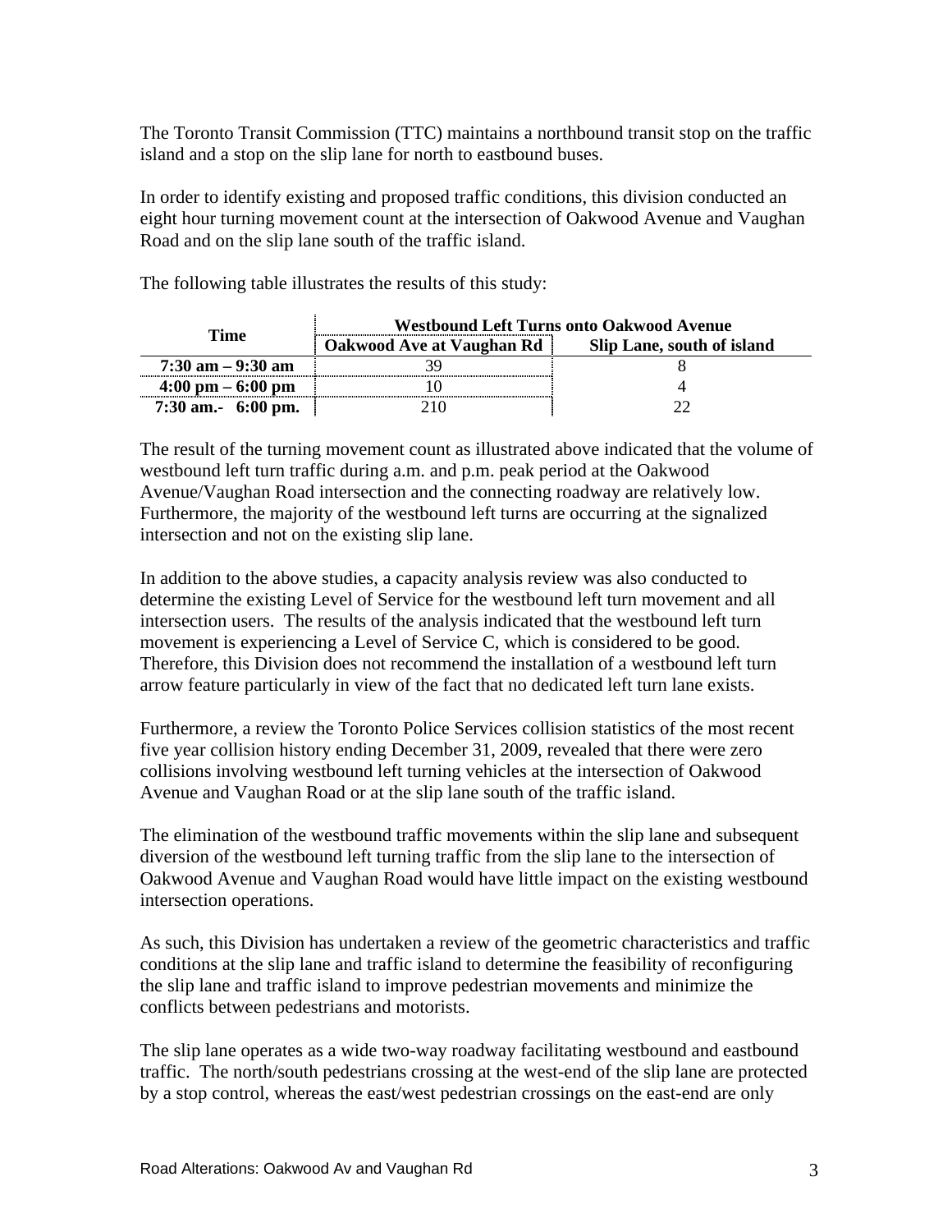The Toronto Transit Commission (TTC) maintains a northbound transit stop on the traffic island and a stop on the slip lane for north to eastbound buses.

In order to identify existing and proposed traffic conditions, this division conducted an eight hour turning movement count at the intersection of Oakwood Avenue and Vaughan Road and on the slip lane south of the traffic island.

The following table illustrates the results of this study:

| Time | Westbound Left Turns onto Oakwood Avenue | |
|---|---|---|
| | Oakwood Ave at Vaughan Rd | Slip Lane, south of island |
| 7:30 am – 9:30 am | 39 | 8 |
| 4:00 pm – 6:00 pm | 10 | 4 |
| 7:30 am.- 6:00 pm. | 210 | 22 |

The result of the turning movement count as illustrated above indicated that the volume of westbound left turn traffic during a.m. and p.m. peak period at the Oakwood Avenue/Vaughan Road intersection and the connecting roadway are relatively low. Furthermore, the majority of the westbound left turns are occurring at the signalized intersection and not on the existing slip lane.

In addition to the above studies, a capacity analysis review was also conducted to determine the existing Level of Service for the westbound left turn movement and all intersection users. The results of the analysis indicated that the westbound left turn movement is experiencing a Level of Service C, which is considered to be good. Therefore, this Division does not recommend the installation of a westbound left turn arrow feature particularly in view of the fact that no dedicated left turn lane exists.

Furthermore, a review the Toronto Police Services collision statistics of the most recent five year collision history ending December 31, 2009, revealed that there were zero collisions involving westbound left turning vehicles at the intersection of Oakwood Avenue and Vaughan Road or at the slip lane south of the traffic island.

The elimination of the westbound traffic movements within the slip lane and subsequent diversion of the westbound left turning traffic from the slip lane to the intersection of Oakwood Avenue and Vaughan Road would have little impact on the existing westbound intersection operations.

As such, this Division has undertaken a review of the geometric characteristics and traffic conditions at the slip lane and traffic island to determine the feasibility of reconfiguring the slip lane and traffic island to improve pedestrian movements and minimize the conflicts between pedestrians and motorists.

The slip lane operates as a wide two-way roadway facilitating westbound and eastbound traffic. The north/south pedestrians crossing at the west-end of the slip lane are protected by a stop control, whereas the east/west pedestrian crossings on the east-end are only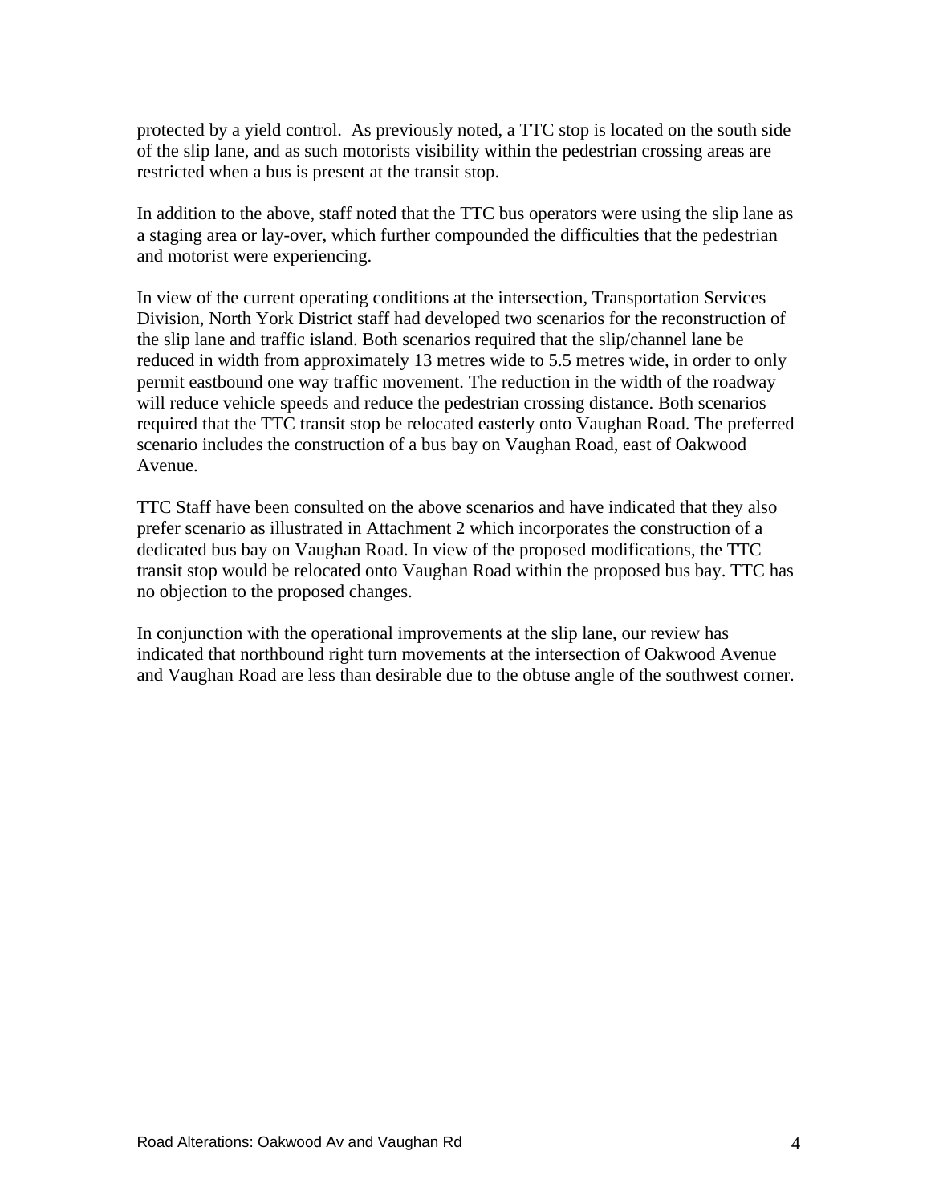protected by a yield control. As previously noted, a TTC stop is located on the south side of the slip lane, and as such motorists visibility within the pedestrian crossing areas are restricted when a bus is present at the transit stop.

In addition to the above, staff noted that the TTC bus operators were using the slip lane as a staging area or lay-over, which further compounded the difficulties that the pedestrian and motorist were experiencing.

In view of the current operating conditions at the intersection, Transportation Services Division, North York District staff had developed two scenarios for the reconstruction of the slip lane and traffic island. Both scenarios required that the slip/channel lane be reduced in width from approximately 13 metres wide to 5.5 metres wide, in order to only permit eastbound one way traffic movement. The reduction in the width of the roadway will reduce vehicle speeds and reduce the pedestrian crossing distance. Both scenarios required that the TTC transit stop be relocated easterly onto Vaughan Road. The preferred scenario includes the construction of a bus bay on Vaughan Road, east of Oakwood Avenue.

TTC Staff have been consulted on the above scenarios and have indicated that they also prefer scenario as illustrated in Attachment 2 which incorporates the construction of a dedicated bus bay on Vaughan Road. In view of the proposed modifications, the TTC transit stop would be relocated onto Vaughan Road within the proposed bus bay. TTC has no objection to the proposed changes.

In conjunction with the operational improvements at the slip lane, our review has indicated that northbound right turn movements at the intersection of Oakwood Avenue and Vaughan Road are less than desirable due to the obtuse angle of the southwest corner.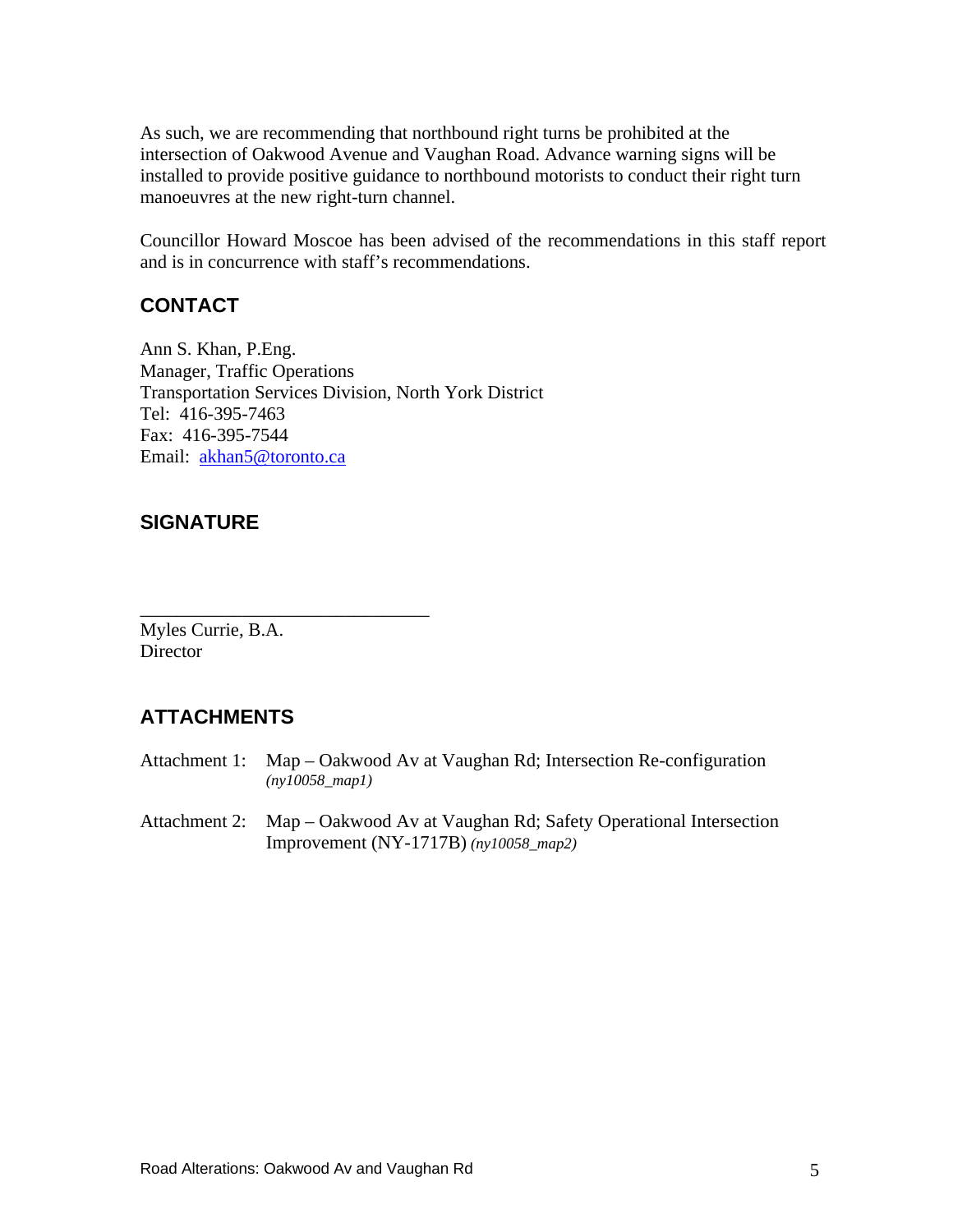As such, we are recommending that northbound right turns be prohibited at the intersection of Oakwood Avenue and Vaughan Road. Advance warning signs will be installed to provide positive guidance to northbound motorists to conduct their right turn manoeuvres at the new right-turn channel.

Councillor Howard Moscoe has been advised of the recommendations in this staff report and is in concurrence with staff's recommendations.

## CONTACT

Ann S. Khan, P.Eng.
Manager, Traffic Operations
Transportation Services Division, North York District
Tel: 416-395-7463
Fax: 416-395-7544
Email: akhan5@toronto.ca

## SIGNATURE

_______________________________

Myles Currie, B.A.
Director

## ATTACHMENTS

Attachment 1: Map – Oakwood Av at Vaughan Rd; Intersection Re-configuration *(ny10058_map1)*

Attachment 2: Map – Oakwood Av at Vaughan Rd; Safety Operational Intersection Improvement (NY-1717B) *(ny10058_map2)*